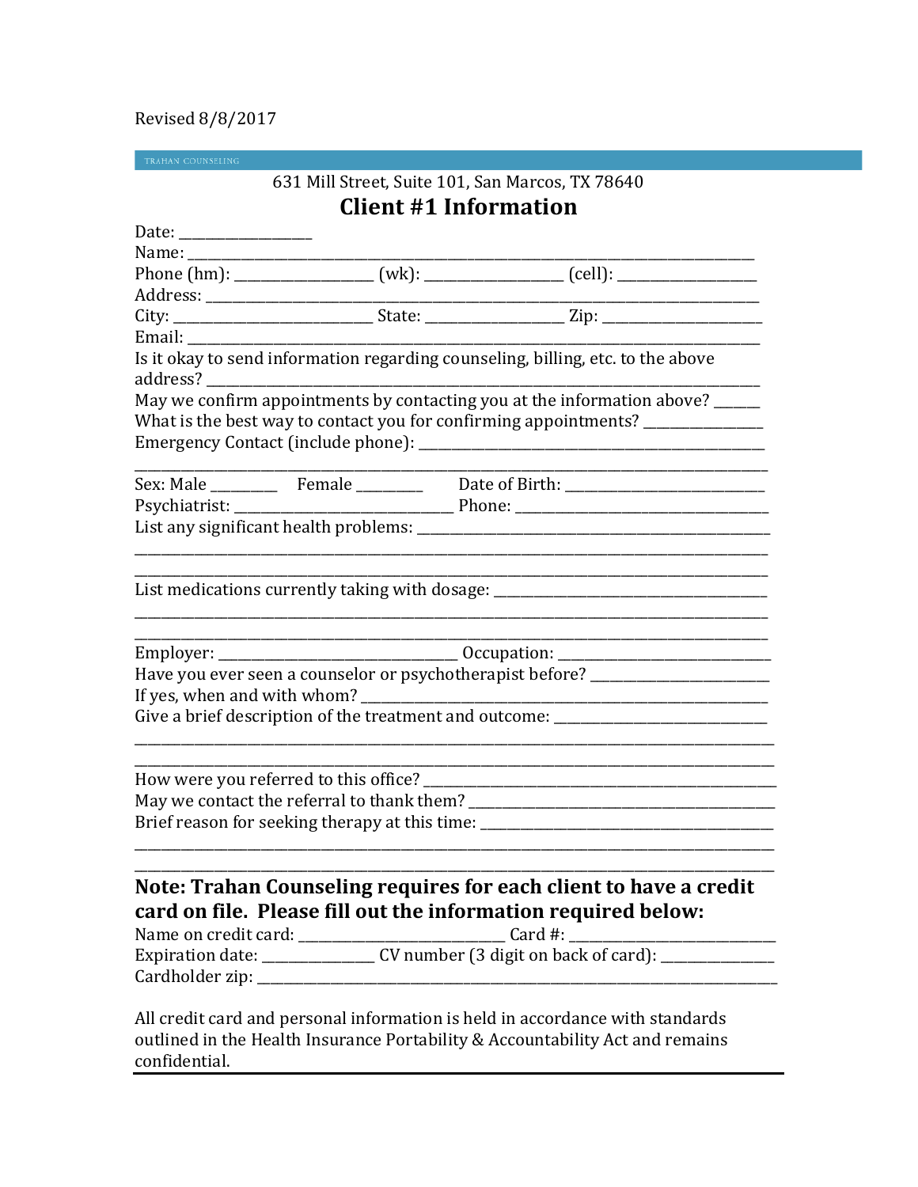Revised 8/8/2017

TRAHAN COUNSELING

631 Mill Street, Suite 101, San Marcos, TX 78640

# Client #1 Information

Date: ________________

Name: ______________________________________________________________________

Phone (hm): _________________ (wk): _________________ (cell): _________________

Address: ____________________________________________________________________

City: ________________________ State: _________________ Zip: ____________________

Email: ______________________________________________________________________

Is it okay to send information regarding counseling, billing, etc. to the above address? _____________________________________________________________________

May we confirm appointments by contacting you at the information above? ______

What is the best way to contact you for confirming appointments? _______________

Emergency Contact (include phone): __________________________________________

______________________________________________________________________________

Sex: Male ________ Female ________ Date of Birth: _________________________

Psychiatrist: ___________________________ Phone: ______________________________

List any significant health problems: ____________________________________________

______________________________________________________________________________

______________________________________________________________________________

List medications currently taking with dosage: ___________________________________

______________________________________________________________________________

______________________________________________________________________________

Employer: _____________________________ Occupation: ___________________________

Have you ever seen a counselor or psychotherapist before? _______________________

If yes, when and with whom? ____________________________________________________

Give a brief description of the treatment and outcome: ____________________________

______________________________________________________________________________

______________________________________________________________________________

How were you referred to this office? ____________________________________________

May we contact the referral to thank them? _______________________________________

Brief reason for seeking therapy at this time: ____________________________________

______________________________________________________________________________

______________________________________________________________________________

## Note: Trahan Counseling requires for each client to have a credit card on file. Please fill out the information required below:

Name on credit card: __________________________ Card #: __________________________

Expiration date: ______________ CV number (3 digit on back of card): ______________

Cardholder zip: _______________________________________________________________

All credit card and personal information is held in accordance with standards outlined in the Health Insurance Portability & Accountability Act and remains confidential.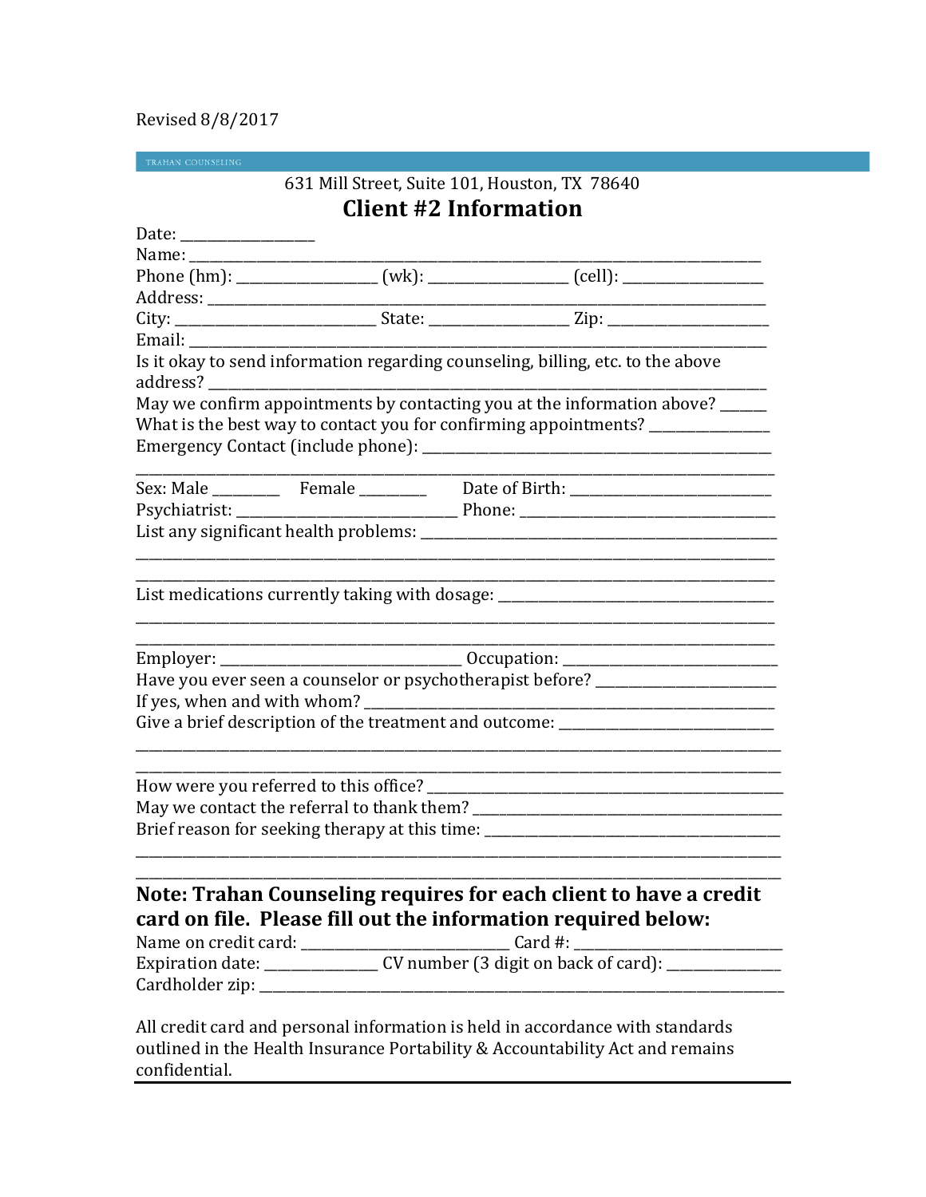Revised 8/8/2017

TRAHAN COUNSELING

631 Mill Street, Suite 101, Houston, TX 78640

# Client #2 Information

Date: ________________

Name: ______________________________________________________________________________

Phone (hm): _________________ (wk): _________________ (cell): _________________

Address: ____________________________________________________________________________

City: ________________________ State: _________________ Zip: ____________________

Email: ______________________________________________________________________________

Is it okay to send information regarding counseling, billing, etc. to the above address? _________________________________________________________________________

May we confirm appointments by contacting you at the information above? _____

What is the best way to contact you for confirming appointments? ______________

Emergency Contact (include phone): ___________________________________________

_____________________________________________________________________________________

Sex: Male ________ Female ________ Date of Birth: ________________________

Psychiatrist: __________________________ Phone: _______________________________

List any significant health problems: _____________________________________________

_____________________________________________________________________________________

_____________________________________________________________________________________

List medications currently taking with dosage: ___________________________________

_____________________________________________________________________________________

_____________________________________________________________________________________

Employer: _____________________________ Occupation: __________________________

Have you ever seen a counselor or psychotherapist before? _____________________

If yes, when and with whom? _____________________________________________________

Give a brief description of the treatment and outcome: __________________________

_____________________________________________________________________________________

_____________________________________________________________________________________

How were you referred to this office? ____________________________________________

May we contact the referral to thank them? _______________________________________

Brief reason for seeking therapy at this time: ____________________________________

_____________________________________________________________________________________

_____________________________________________________________________________________

## Note: Trahan Counseling requires for each client to have a credit card on file. Please fill out the information required below:

Name on credit card: __________________________ Card #: __________________________

Expiration date: ______________ CV number (3 digit on back of card): ______________

Cardholder zip: ______________________________________________________________________

All credit card and personal information is held in accordance with standards outlined in the Health Insurance Portability & Accountability Act and remains confidential.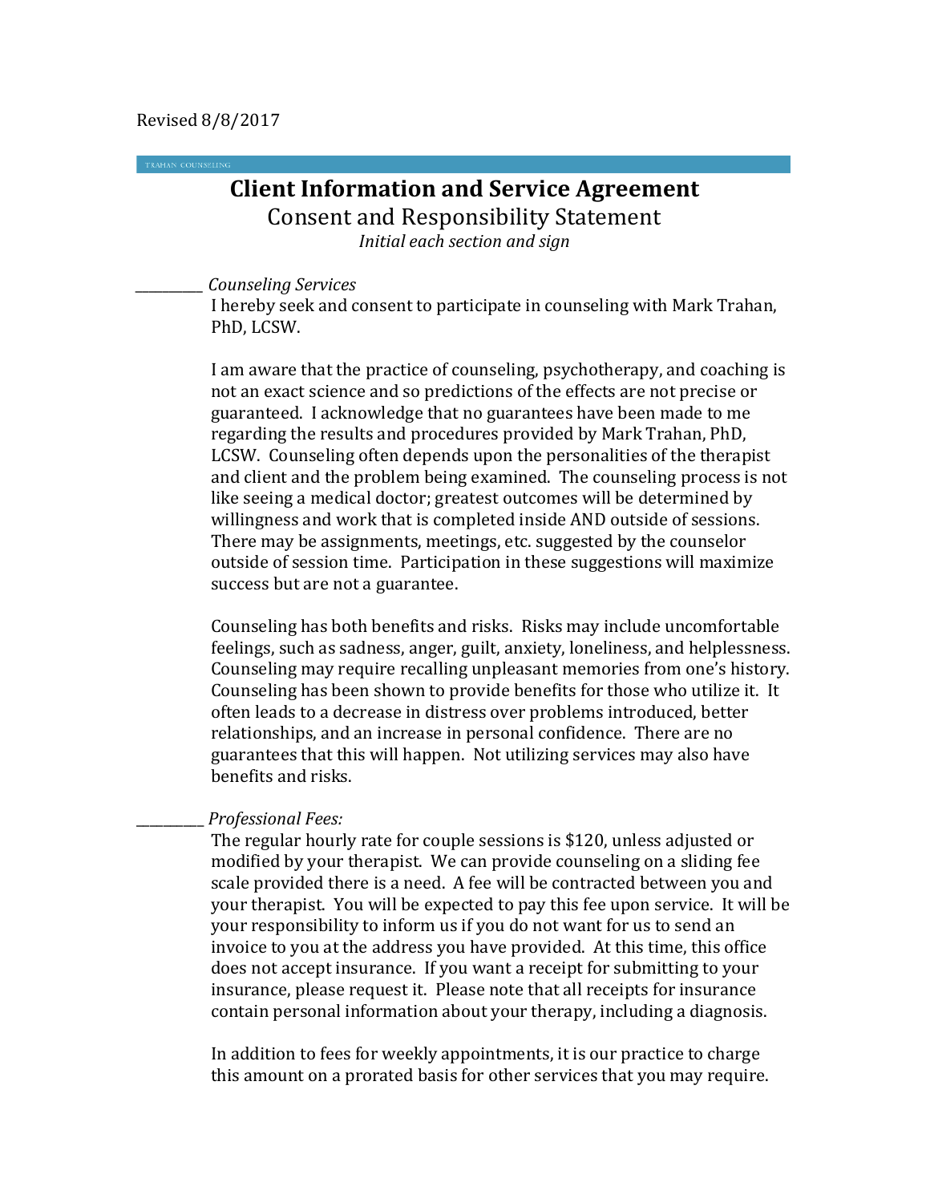Revised 8/8/2017

TRAHAN COUNSELING

# Client Information and Service Agreement

## Consent and Responsibility Statement

*Initial each section and sign*

__________ *Counseling Services*

I hereby seek and consent to participate in counseling with Mark Trahan, PhD, LCSW.

I am aware that the practice of counseling, psychotherapy, and coaching is not an exact science and so predictions of the effects are not precise or guaranteed. I acknowledge that no guarantees have been made to me regarding the results and procedures provided by Mark Trahan, PhD, LCSW. Counseling often depends upon the personalities of the therapist and client and the problem being examined. The counseling process is not like seeing a medical doctor; greatest outcomes will be determined by willingness and work that is completed inside AND outside of sessions. There may be assignments, meetings, etc. suggested by the counselor outside of session time. Participation in these suggestions will maximize success but are not a guarantee.

Counseling has both benefits and risks. Risks may include uncomfortable feelings, such as sadness, anger, guilt, anxiety, loneliness, and helplessness. Counseling may require recalling unpleasant memories from one's history. Counseling has been shown to provide benefits for those who utilize it. It often leads to a decrease in distress over problems introduced, better relationships, and an increase in personal confidence. There are no guarantees that this will happen. Not utilizing services may also have benefits and risks.

__________ *Professional Fees:*

The regular hourly rate for couple sessions is $120, unless adjusted or modified by your therapist. We can provide counseling on a sliding fee scale provided there is a need. A fee will be contracted between you and your therapist. You will be expected to pay this fee upon service. It will be your responsibility to inform us if you do not want for us to send an invoice to you at the address you have provided. At this time, this office does not accept insurance. If you want a receipt for submitting to your insurance, please request it. Please note that all receipts for insurance contain personal information about your therapy, including a diagnosis.

In addition to fees for weekly appointments, it is our practice to charge this amount on a prorated basis for other services that you may require.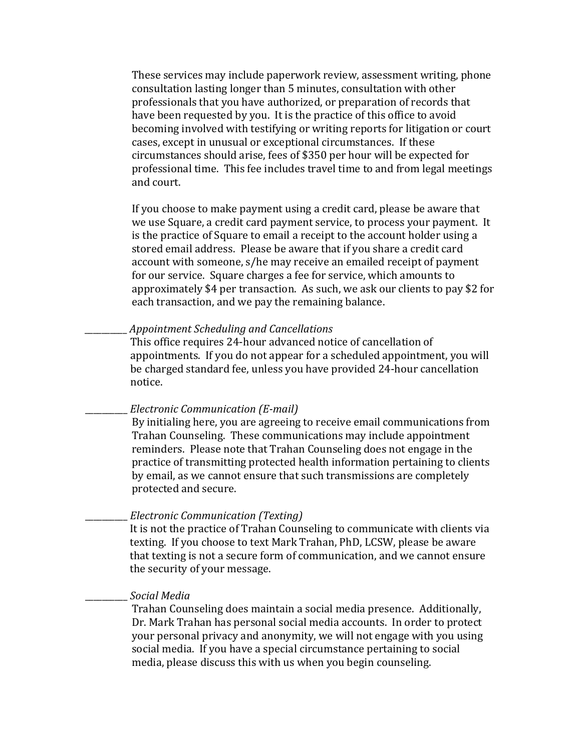These services may include paperwork review, assessment writing, phone consultation lasting longer than 5 minutes, consultation with other professionals that you have authorized, or preparation of records that have been requested by you. It is the practice of this office to avoid becoming involved with testifying or writing reports for litigation or court cases, except in unusual or exceptional circumstances. If these circumstances should arise, fees of $350 per hour will be expected for professional time. This fee includes travel time to and from legal meetings and court.

If you choose to make payment using a credit card, please be aware that we use Square, a credit card payment service, to process your payment. It is the practice of Square to email a receipt to the account holder using a stored email address. Please be aware that if you share a credit card account with someone, s/he may receive an emailed receipt of payment for our service. Square charges a fee for service, which amounts to approximately $4 per transaction. As such, we ask our clients to pay $2 for each transaction, and we pay the remaining balance.

__________ *Appointment Scheduling and Cancellations*

This office requires 24-hour advanced notice of cancellation of appointments. If you do not appear for a scheduled appointment, you will be charged standard fee, unless you have provided 24-hour cancellation notice.

__________ *Electronic Communication (E-mail)*

By initialing here, you are agreeing to receive email communications from Trahan Counseling. These communications may include appointment reminders. Please note that Trahan Counseling does not engage in the practice of transmitting protected health information pertaining to clients by email, as we cannot ensure that such transmissions are completely protected and secure.

__________ *Electronic Communication (Texting)*

It is not the practice of Trahan Counseling to communicate with clients via texting. If you choose to text Mark Trahan, PhD, LCSW, please be aware that texting is not a secure form of communication, and we cannot ensure the security of your message.

__________ *Social Media*

Trahan Counseling does maintain a social media presence. Additionally, Dr. Mark Trahan has personal social media accounts. In order to protect your personal privacy and anonymity, we will not engage with you using social media. If you have a special circumstance pertaining to social media, please discuss this with us when you begin counseling.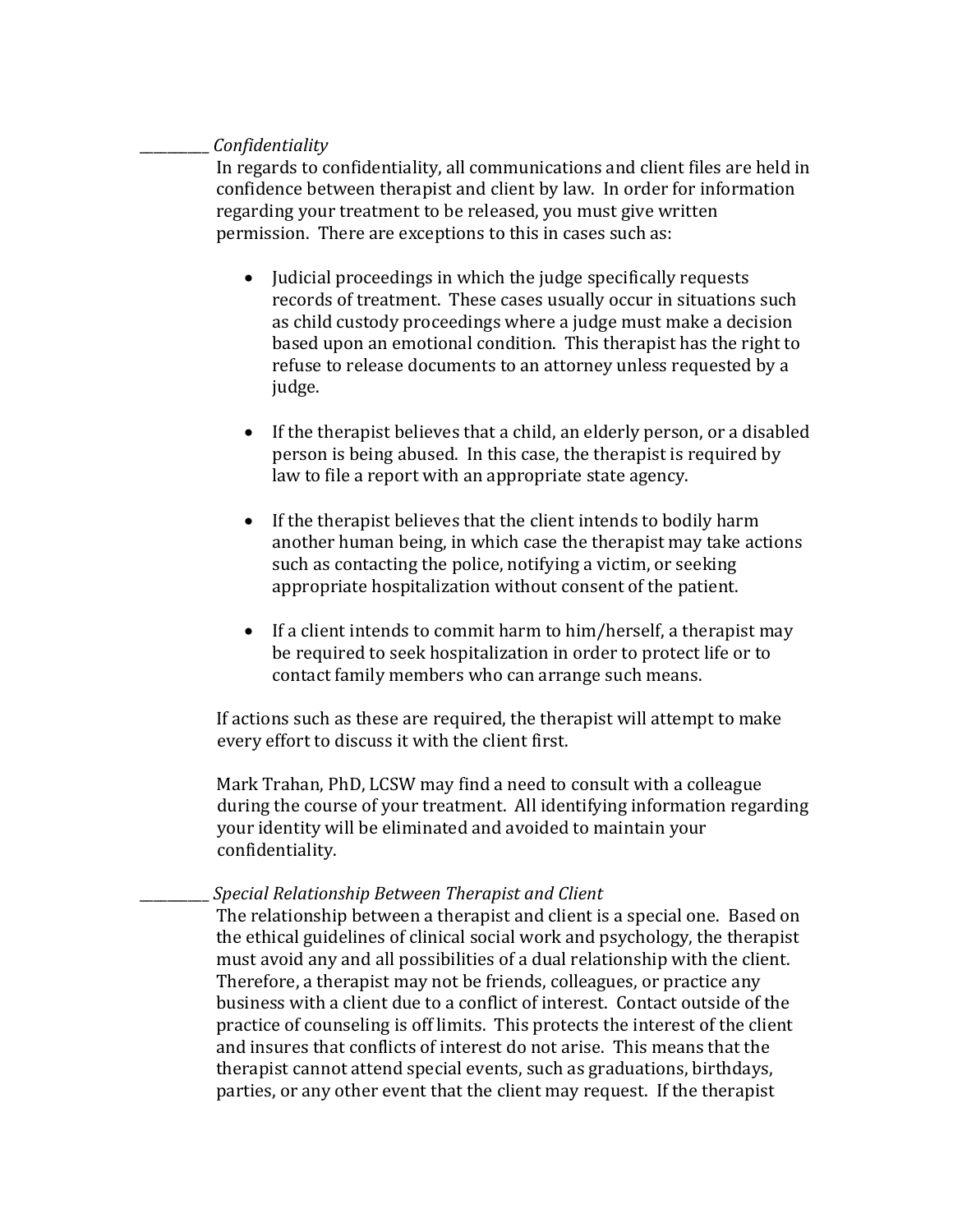__________ *Confidentiality*

In regards to confidentiality, all communications and client files are held in confidence between therapist and client by law. In order for information regarding your treatment to be released, you must give written permission. There are exceptions to this in cases such as:

- Judicial proceedings in which the judge specifically requests records of treatment. These cases usually occur in situations such as child custody proceedings where a judge must make a decision based upon an emotional condition. This therapist has the right to refuse to release documents to an attorney unless requested by a judge.

- If the therapist believes that a child, an elderly person, or a disabled person is being abused. In this case, the therapist is required by law to file a report with an appropriate state agency.

- If the therapist believes that the client intends to bodily harm another human being, in which case the therapist may take actions such as contacting the police, notifying a victim, or seeking appropriate hospitalization without consent of the patient.

- If a client intends to commit harm to him/herself, a therapist may be required to seek hospitalization in order to protect life or to contact family members who can arrange such means.

If actions such as these are required, the therapist will attempt to make every effort to discuss it with the client first.

Mark Trahan, PhD, LCSW may find a need to consult with a colleague during the course of your treatment. All identifying information regarding your identity will be eliminated and avoided to maintain your confidentiality.

__________ *Special Relationship Between Therapist and Client*

The relationship between a therapist and client is a special one. Based on the ethical guidelines of clinical social work and psychology, the therapist must avoid any and all possibilities of a dual relationship with the client. Therefore, a therapist may not be friends, colleagues, or practice any business with a client due to a conflict of interest. Contact outside of the practice of counseling is off limits. This protects the interest of the client and insures that conflicts of interest do not arise. This means that the therapist cannot attend special events, such as graduations, birthdays, parties, or any other event that the client may request. If the therapist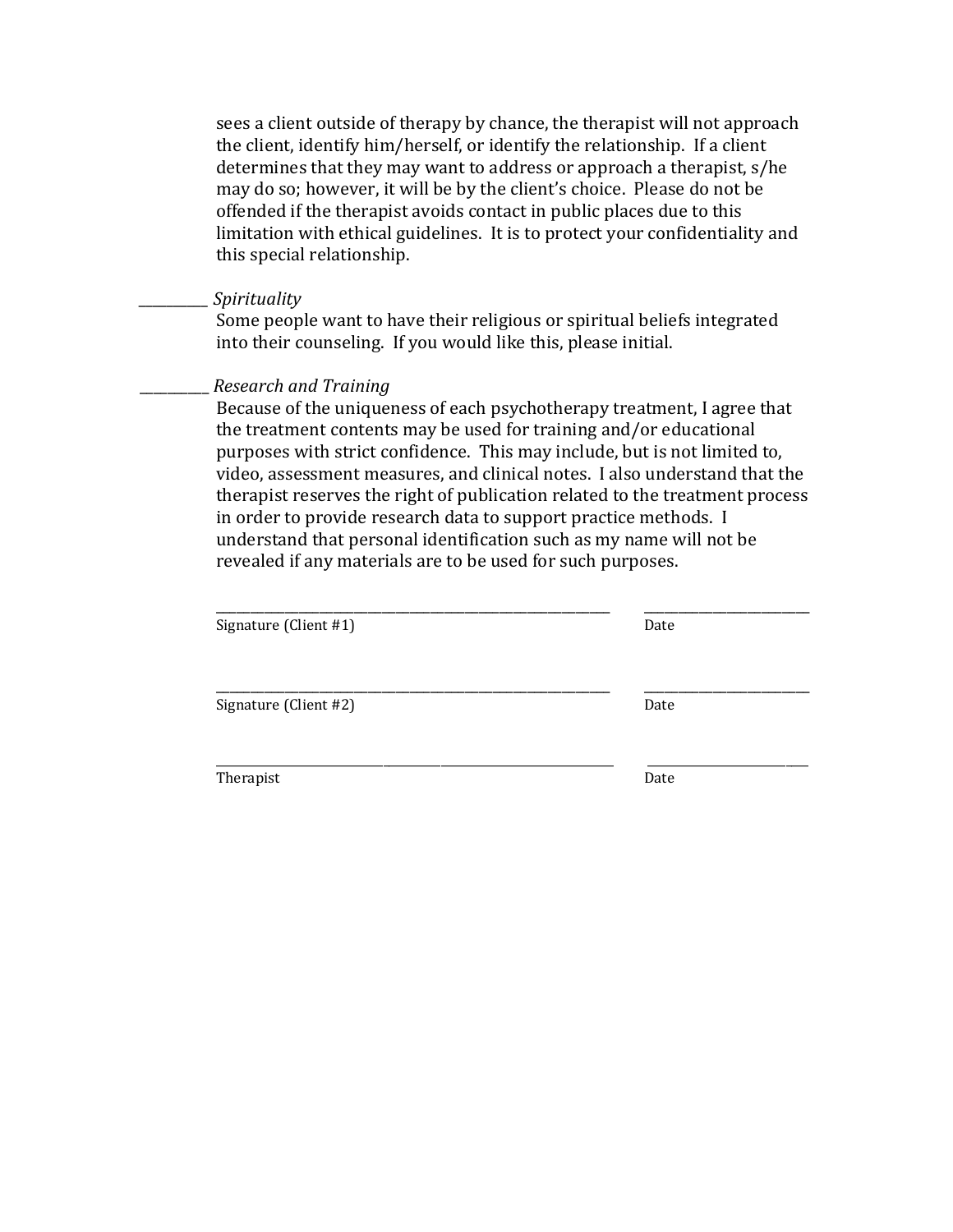sees a client outside of therapy by chance, the therapist will not approach the client, identify him/herself, or identify the relationship. If a client determines that they may want to address or approach a therapist, s/he may do so; however, it will be by the client's choice. Please do not be offended if the therapist avoids contact in public places due to this limitation with ethical guidelines. It is to protect your confidentiality and this special relationship.

__________ *Spirituality*

Some people want to have their religious or spiritual beliefs integrated into their counseling. If you would like this, please initial.

__________ *Research and Training*

Because of the uniqueness of each psychotherapy treatment, I agree that the treatment contents may be used for training and/or educational purposes with strict confidence. This may include, but is not limited to, video, assessment measures, and clinical notes. I also understand that the therapist reserves the right of publication related to the treatment process in order to provide research data to support practice methods. I understand that personal identification such as my name will not be revealed if any materials are to be used for such purposes.

______________________________________________ ____________________

Signature (Client #1) Date

______________________________________________ ____________________

Signature (Client #2) Date

______________________________________________ ____________________

Therapist Date